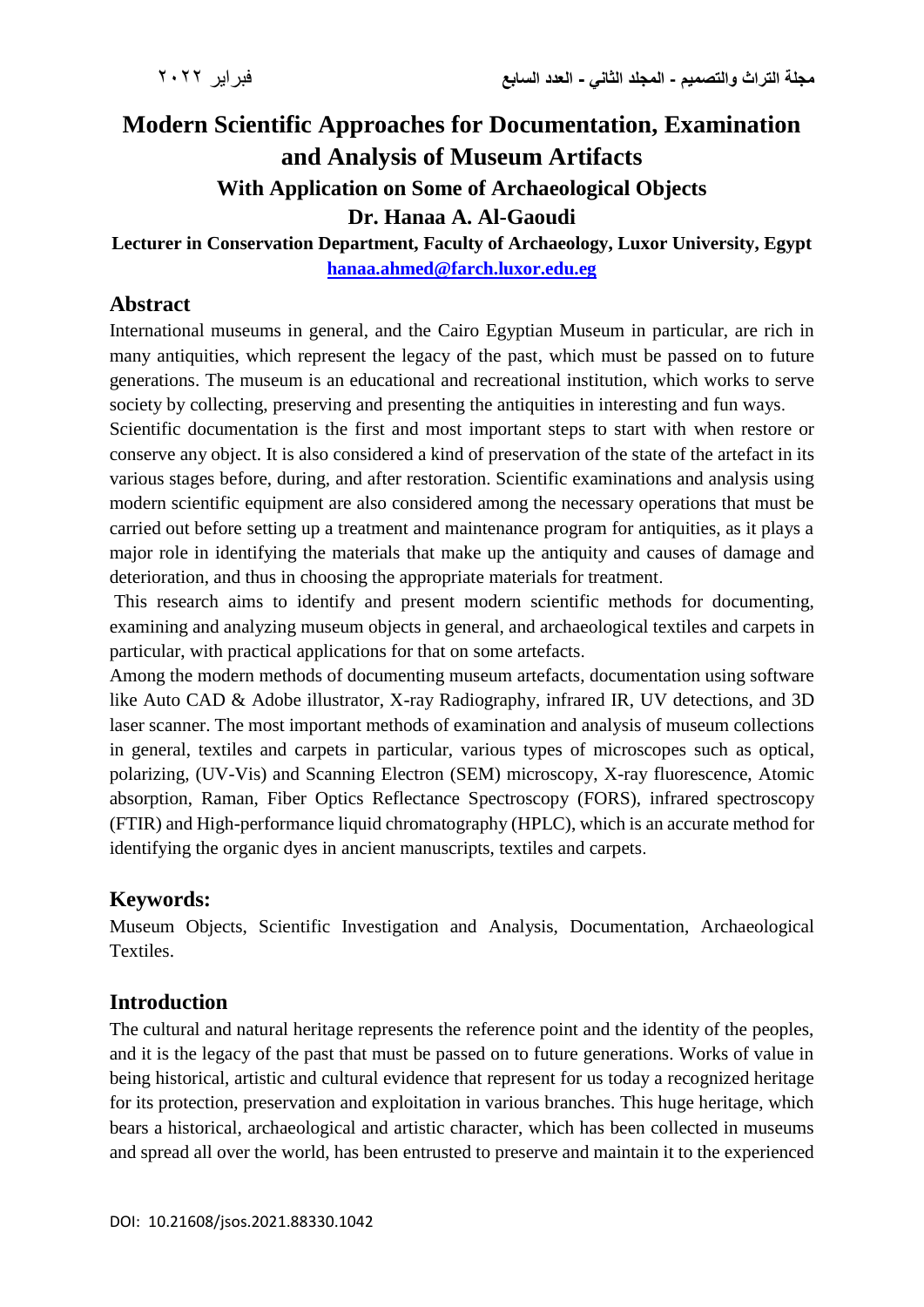# Modern Scientific Approaches for Documentation, Examination and Analysis of Museum Artifacts

## With Application on Some of Archaeological Objects

**Dr. Hanaa A. Al-Gaoudi**

**Lecturer in Conservation Department, Faculty of Archaeology, Luxor University, Egypt**

hanaa.ahmed@farch.luxor.edu.eg

## Abstract

International museums in general, and the Cairo Egyptian Museum in particular, are rich in many antiquities, which represent the legacy of the past, which must be passed on to future generations. The museum is an educational and recreational institution, which works to serve society by collecting, preserving and presenting the antiquities in interesting and fun ways.

Scientific documentation is the first and most important steps to start with when restore or conserve any object. It is also considered a kind of preservation of the state of the artefact in its various stages before, during, and after restoration. Scientific examinations and analysis using modern scientific equipment are also considered among the necessary operations that must be carried out before setting up a treatment and maintenance program for antiquities, as it plays a major role in identifying the materials that make up the antiquity and causes of damage and deterioration, and thus in choosing the appropriate materials for treatment.

This research aims to identify and present modern scientific methods for documenting, examining and analyzing museum objects in general, and archaeological textiles and carpets in particular, with practical applications for that on some artefacts.

Among the modern methods of documenting museum artefacts, documentation using software like Auto CAD & Adobe illustrator, X-ray Radiography, infrared IR, UV detections, and 3D laser scanner. The most important methods of examination and analysis of museum collections in general, textiles and carpets in particular, various types of microscopes such as optical, polarizing, (UV-Vis) and Scanning Electron (SEM) microscopy, X-ray fluorescence, Atomic absorption, Raman, Fiber Optics Reflectance Spectroscopy (FORS), infrared spectroscopy (FTIR) and High-performance liquid chromatography (HPLC), which is an accurate method for identifying the organic dyes in ancient manuscripts, textiles and carpets.

## Keywords:

Museum Objects, Scientific Investigation and Analysis, Documentation, Archaeological Textiles.

## Introduction

The cultural and natural heritage represents the reference point and the identity of the peoples, and it is the legacy of the past that must be passed on to future generations. Works of value in being historical, artistic and cultural evidence that represent for us today a recognized heritage for its protection, preservation and exploitation in various branches. This huge heritage, which bears a historical, archaeological and artistic character, which has been collected in museums and spread all over the world, has been entrusted to preserve and maintain it to the experienced

DOI: 10.21608/jsos.2021.88330.1042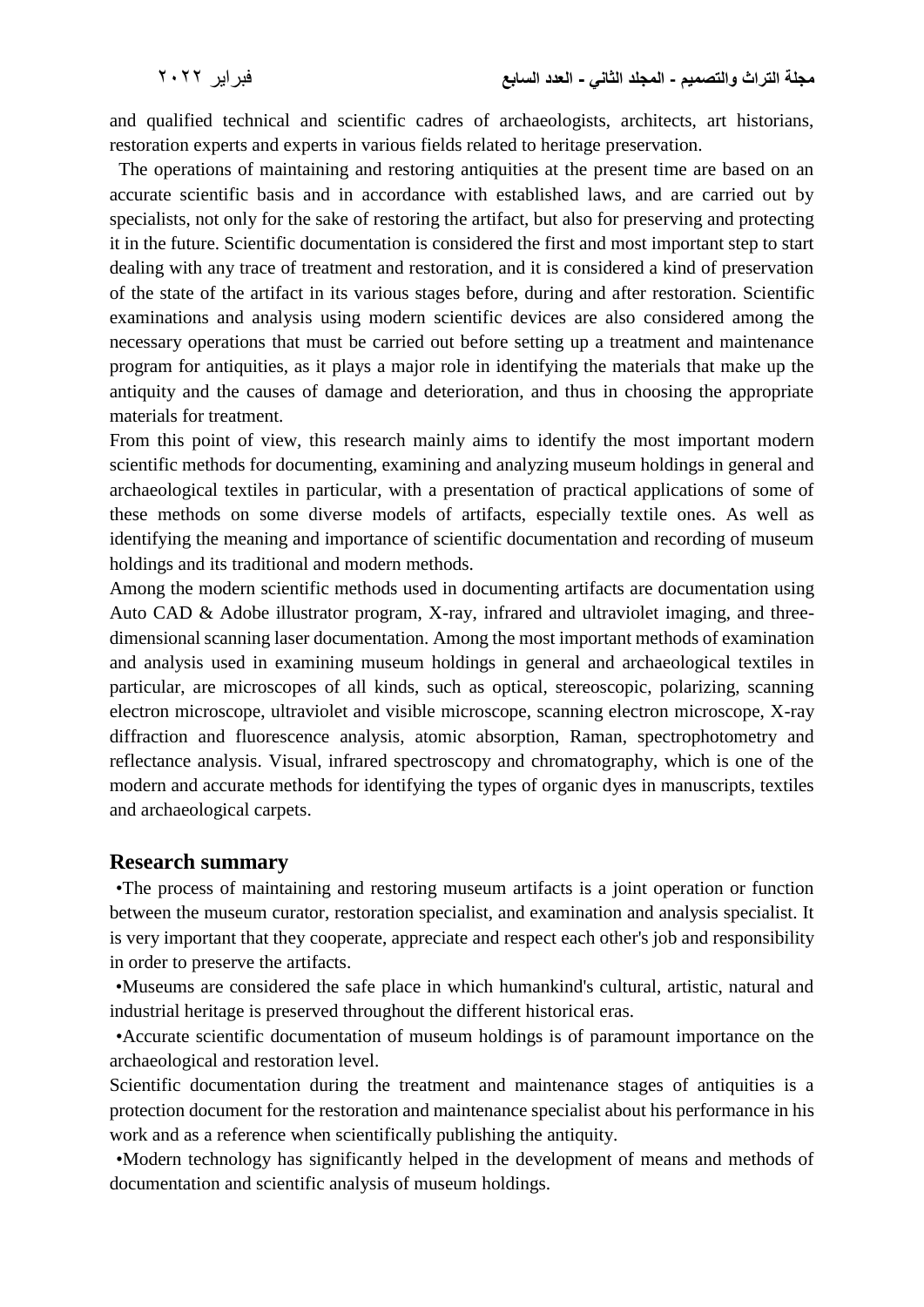and qualified technical and scientific cadres of archaeologists, architects, art historians, restoration experts and experts in various fields related to heritage preservation.

The operations of maintaining and restoring antiquities at the present time are based on an accurate scientific basis and in accordance with established laws, and are carried out by specialists, not only for the sake of restoring the artifact, but also for preserving and protecting it in the future. Scientific documentation is considered the first and most important step to start dealing with any trace of treatment and restoration, and it is considered a kind of preservation of the state of the artifact in its various stages before, during and after restoration. Scientific examinations and analysis using modern scientific devices are also considered among the necessary operations that must be carried out before setting up a treatment and maintenance program for antiquities, as it plays a major role in identifying the materials that make up the antiquity and the causes of damage and deterioration, and thus in choosing the appropriate materials for treatment.

From this point of view, this research mainly aims to identify the most important modern scientific methods for documenting, examining and analyzing museum holdings in general and archaeological textiles in particular, with a presentation of practical applications of some of these methods on some diverse models of artifacts, especially textile ones. As well as identifying the meaning and importance of scientific documentation and recording of museum holdings and its traditional and modern methods.

Among the modern scientific methods used in documenting artifacts are documentation using Auto CAD & Adobe illustrator program, X-ray, infrared and ultraviolet imaging, and three-dimensional scanning laser documentation. Among the most important methods of examination and analysis used in examining museum holdings in general and archaeological textiles in particular, are microscopes of all kinds, such as optical, stereoscopic, polarizing, scanning electron microscope, ultraviolet and visible microscope, scanning electron microscope, X-ray diffraction and fluorescence analysis, atomic absorption, Raman, spectrophotometry and reflectance analysis. Visual, infrared spectroscopy and chromatography, which is one of the modern and accurate methods for identifying the types of organic dyes in manuscripts, textiles and archaeological carpets.

## Research summary

•The process of maintaining and restoring museum artifacts is a joint operation or function between the museum curator, restoration specialist, and examination and analysis specialist. It is very important that they cooperate, appreciate and respect each other's job and responsibility in order to preserve the artifacts.

•Museums are considered the safe place in which humankind's cultural, artistic, natural and industrial heritage is preserved throughout the different historical eras.

•Accurate scientific documentation of museum holdings is of paramount importance on the archaeological and restoration level.

Scientific documentation during the treatment and maintenance stages of antiquities is a protection document for the restoration and maintenance specialist about his performance in his work and as a reference when scientifically publishing the antiquity.

•Modern technology has significantly helped in the development of means and methods of documentation and scientific analysis of museum holdings.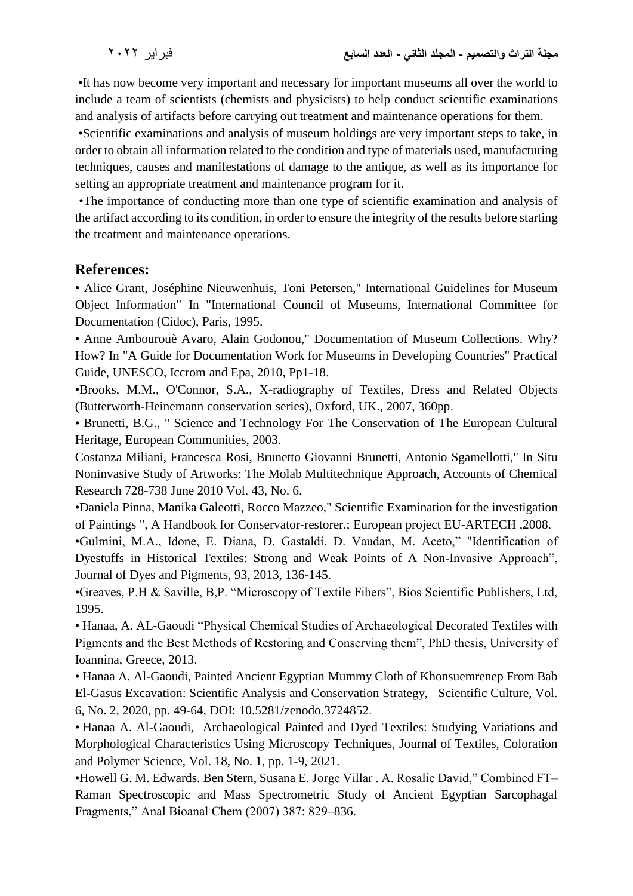•It has now become very important and necessary for important museums all over the world to include a team of scientists (chemists and physicists) to help conduct scientific examinations and analysis of artifacts before carrying out treatment and maintenance operations for them.

•Scientific examinations and analysis of museum holdings are very important steps to take, in order to obtain all information related to the condition and type of materials used, manufacturing techniques, causes and manifestations of damage to the antique, as well as its importance for setting an appropriate treatment and maintenance program for it.

•The importance of conducting more than one type of scientific examination and analysis of the artifact according to its condition, in order to ensure the integrity of the results before starting the treatment and maintenance operations.

## References:

• Alice Grant, Joséphine Nieuwenhuis, Toni Petersen," International Guidelines for Museum Object Information" In "International Council of Museums, International Committee for Documentation (Cidoc), Paris, 1995.

• Anne Ambourouè Avaro, Alain Godonou," Documentation of Museum Collections. Why? How? In "A Guide for Documentation Work for Museums in Developing Countries" Practical Guide, UNESCO, Iccrom and Epa, 2010, Pp1-18.

•Brooks, M.M., O'Connor, S.A., X-radiography of Textiles, Dress and Related Objects (Butterworth-Heinemann conservation series), Oxford, UK., 2007, 360pp.

• Brunetti, B.G., " Science and Technology For The Conservation of The European Cultural Heritage, European Communities, 2003.

Costanza Miliani, Francesca Rosi, Brunetto Giovanni Brunetti, Antonio Sgamellotti," In Situ Noninvasive Study of Artworks: The Molab Multitechnique Approach, Accounts of Chemical Research 728-738 June 2010 Vol. 43, No. 6.

•Daniela Pinna, Manika Galeotti, Rocco Mazzeo," Scientific Examination for the investigation of Paintings ", A Handbook for Conservator-restorer.; European project EU-ARTECH ,2008.

•Gulmini, M.A., Idone, E. Diana, D. Gastaldi, D. Vaudan, M. Aceto," "Identification of Dyestuffs in Historical Textiles: Strong and Weak Points of A Non-Invasive Approach", Journal of Dyes and Pigments, 93, 2013, 136-145.

•Greaves, P.H & Saville, B,P. "Microscopy of Textile Fibers", Bios Scientific Publishers, Ltd, 1995.

• Hanaa, A. AL-Gaoudi "Physical Chemical Studies of Archaeological Decorated Textiles with Pigments and the Best Methods of Restoring and Conserving them", PhD thesis, University of Ioannina, Greece, 2013.

• Hanaa A. Al-Gaoudi, Painted Ancient Egyptian Mummy Cloth of Khonsuemrenep From Bab El-Gasus Excavation: Scientific Analysis and Conservation Strategy, Scientific Culture, Vol. 6, No. 2, 2020, pp. 49-64, DOI: 10.5281/zenodo.3724852.

• Hanaa A. Al-Gaoudi, Archaeological Painted and Dyed Textiles: Studying Variations and Morphological Characteristics Using Microscopy Techniques, Journal of Textiles, Coloration and Polymer Science, Vol. 18, No. 1, pp. 1-9, 2021.

•Howell G. M. Edwards. Ben Stern, Susana E. Jorge Villar . A. Rosalie David," Combined FT–Raman Spectroscopic and Mass Spectrometric Study of Ancient Egyptian Sarcophagal Fragments," Anal Bioanal Chem (2007) 387: 829–836.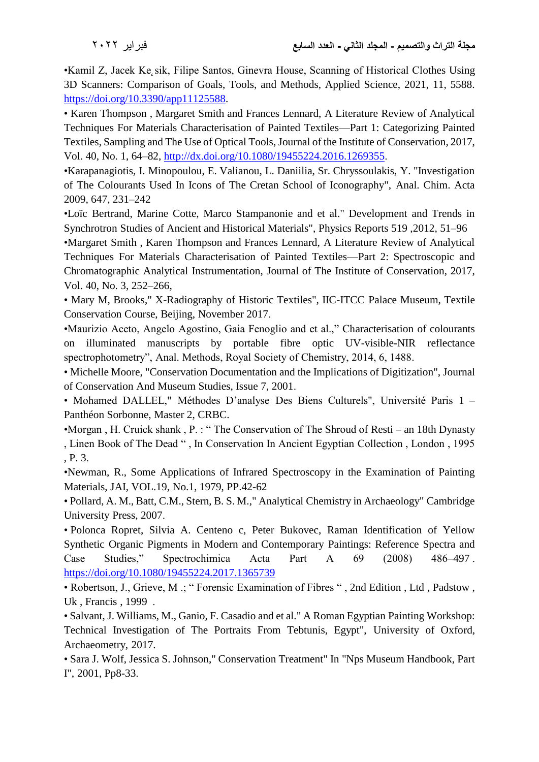•Kamil Z, Jacek Kęsik, Filipe Santos, Ginevra House, Scanning of Historical Clothes Using 3D Scanners: Comparison of Goals, Tools, and Methods, Applied Science, 2021, 11, 5588. https://doi.org/10.3390/app11125588.

• Karen Thompson , Margaret Smith and Frances Lennard, A Literature Review of Analytical Techniques For Materials Characterisation of Painted Textiles—Part 1: Categorizing Painted Textiles, Sampling and The Use of Optical Tools, Journal of the Institute of Conservation, 2017, Vol. 40, No. 1, 64–82, http://dx.doi.org/10.1080/19455224.2016.1269355.

•Karapanagiotis, I. Minopoulou, E. Valianou, L. Daniilia, Sr. Chryssoulakis, Y. "Investigation of The Colourants Used In Icons of The Cretan School of Iconography", Anal. Chim. Acta 2009, 647, 231–242

•Loïc Bertrand, Marine Cotte, Marco Stampanonie and et al." Development and Trends in Synchrotron Studies of Ancient and Historical Materials", Physics Reports 519 ,2012, 51–96

•Margaret Smith , Karen Thompson and Frances Lennard, A Literature Review of Analytical Techniques For Materials Characterisation of Painted Textiles—Part 2: Spectroscopic and Chromatographic Analytical Instrumentation, Journal of The Institute of Conservation, 2017, Vol. 40, No. 3, 252–266,

• Mary M, Brooks," X-Radiography of Historic Textiles", IIC-ITCC Palace Museum, Textile Conservation Course, Beijing, November 2017.

•Maurizio Aceto, Angelo Agostino, Gaia Fenoglio and et al.," Characterisation of colourants on illuminated manuscripts by portable fibre optic UV-visible-NIR reflectance spectrophotometry", Anal. Methods, Royal Society of Chemistry, 2014, 6, 1488.

• Michelle Moore, "Conservation Documentation and the Implications of Digitization", Journal of Conservation And Museum Studies, Issue 7, 2001.

• Mohamed DALLEL," Méthodes D'analyse Des Biens Culturels", Université Paris 1 – Panthéon Sorbonne, Master 2, CRBC.

•Morgan , H. Cruick shank , P. : " The Conservation of The Shroud of Resti – an 18th Dynasty , Linen Book of The Dead " , In Conservation In Ancient Egyptian Collection , London , 1995 , P. 3.

•Newman, R., Some Applications of Infrared Spectroscopy in the Examination of Painting Materials, JAI, VOL.19, No.1, 1979, PP.42-62

• Pollard, A. M., Batt, C.M., Stern, B. S. M.," Analytical Chemistry in Archaeology" Cambridge University Press, 2007.

• Polonca Ropret, Silvia A. Centeno c, Peter Bukovec, Raman Identification of Yellow Synthetic Organic Pigments in Modern and Contemporary Paintings: Reference Spectra and Case Studies," Spectrochimica Acta Part A 69 (2008) 486–497. https://doi.org/10.1080/19455224.2017.1365739

• Robertson, J., Grieve, M .; " Forensic Examination of Fibres " , 2nd Edition , Ltd , Padstow , Uk , Francis , 1999 .

• Salvant, J. Williams, M., Ganio, F. Casadio and et al." A Roman Egyptian Painting Workshop: Technical Investigation of The Portraits From Tebtunis, Egypt", University of Oxford, Archaeometry, 2017.

• Sara J. Wolf, Jessica S. Johnson," Conservation Treatment" In "Nps Museum Handbook, Part I", 2001, Pp8-33.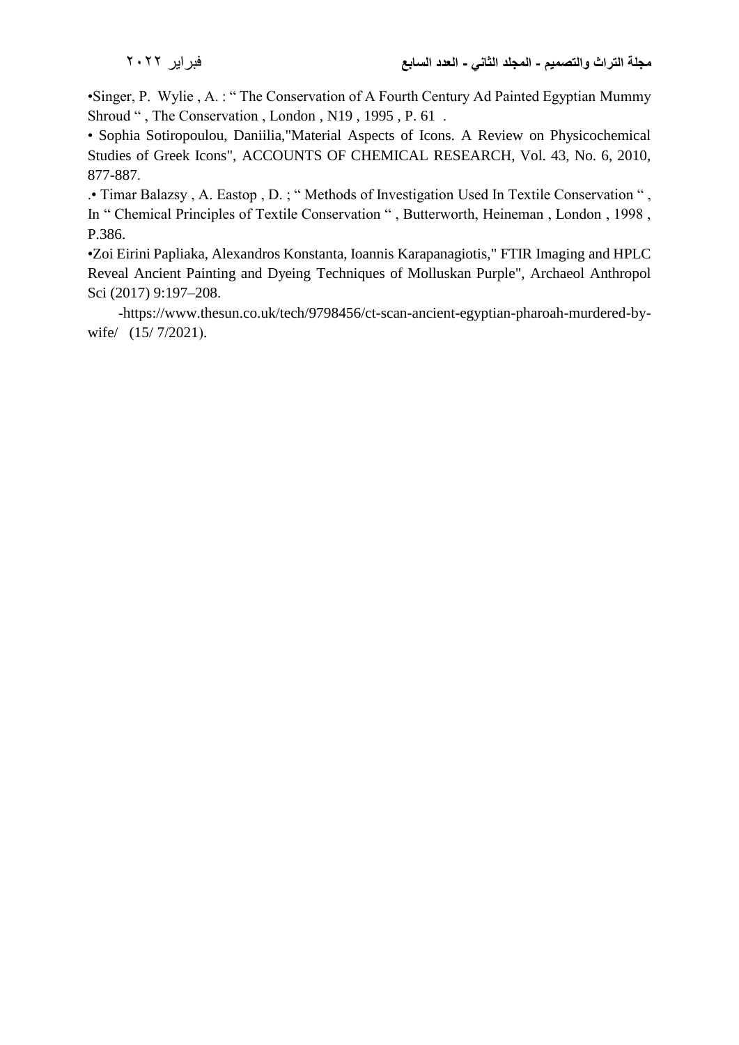•Singer, P. Wylie , A. : " The Conservation of A Fourth Century Ad Painted Egyptian Mummy Shroud " , The Conservation , London , N19 , 1995 , P. 61 .

• Sophia Sotiropoulou, Daniilia,"Material Aspects of Icons. A Review on Physicochemical Studies of Greek Icons", ACCOUNTS OF CHEMICAL RESEARCH, Vol. 43, No. 6, 2010, 877-887.

.• Timar Balazsy , A. Eastop , D. ; " Methods of Investigation Used In Textile Conservation " , In " Chemical Principles of Textile Conservation " , Butterworth, Heineman , London , 1998 , P.386.

•Zoi Eirini Papliaka, Alexandros Konstanta, Ioannis Karapanagiotis," FTIR Imaging and HPLC Reveal Ancient Painting and Dyeing Techniques of Molluskan Purple", Archaeol Anthropol Sci (2017) 9:197–208.

-https://www.thesun.co.uk/tech/9798456/ct-scan-ancient-egyptian-pharoah-murdered-by-wife/ (15/ 7/2021).